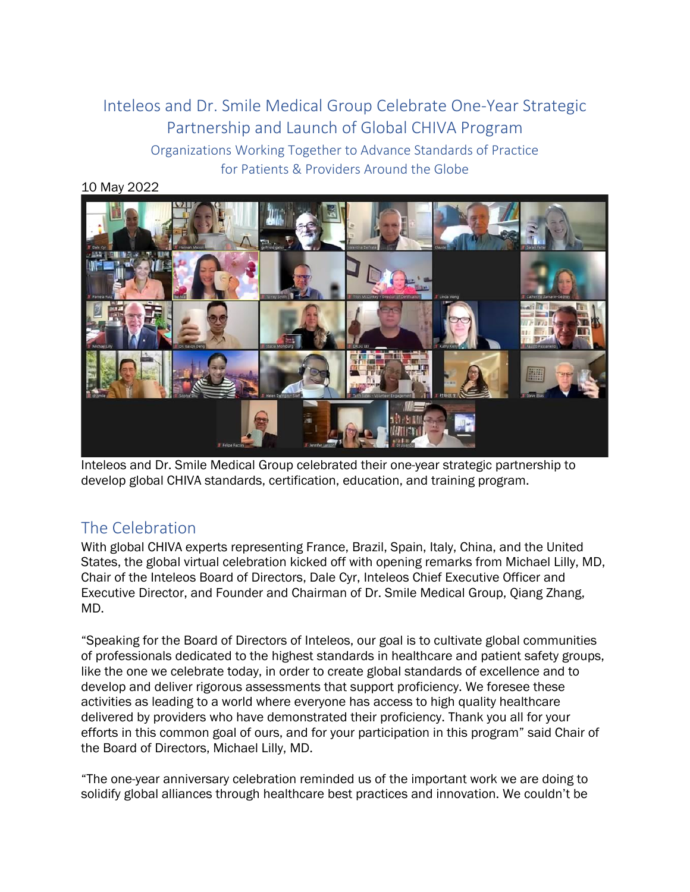# Inteleos and Dr. Smile Medical Group Celebrate One-Year Strategic Partnership and Launch of Global CHIVA Program

### Organizations Working Together to Advance Standards of Practice for Patients & Providers Around the Globe

10 May 2022

Inteleos and Dr. Smile Medical Group celebrated their one-year strategic partnership to develop global CHIVA standards, certification, education, and training program.

## The Celebration

With global CHIVA experts representing France, Brazil, Spain, Italy, China, and the United States, the global virtual celebration kicked off with opening remarks from Michael Lilly, MD, Chair of the Inteleos Board of Directors, Dale Cyr, Inteleos Chief Executive Officer and Executive Director, and Founder and Chairman of Dr. Smile Medical Group, Qiang Zhang, MD.

"Speaking for the Board of Directors of Inteleos, our goal is to cultivate global communities of professionals dedicated to the highest standards in healthcare and patient safety groups, like the one we celebrate today, in order to create global standards of excellence and to develop and deliver rigorous assessments that support proficiency. We foresee these activities as leading to a world where everyone has access to high quality healthcare delivered by providers who have demonstrated their proficiency. Thank you all for your efforts in this common goal of ours, and for your participation in this program" said Chair of the Board of Directors, Michael Lilly, MD.

"The one-year anniversary celebration reminded us of the important work we are doing to solidify global alliances through healthcare best practices and innovation. We couldn't be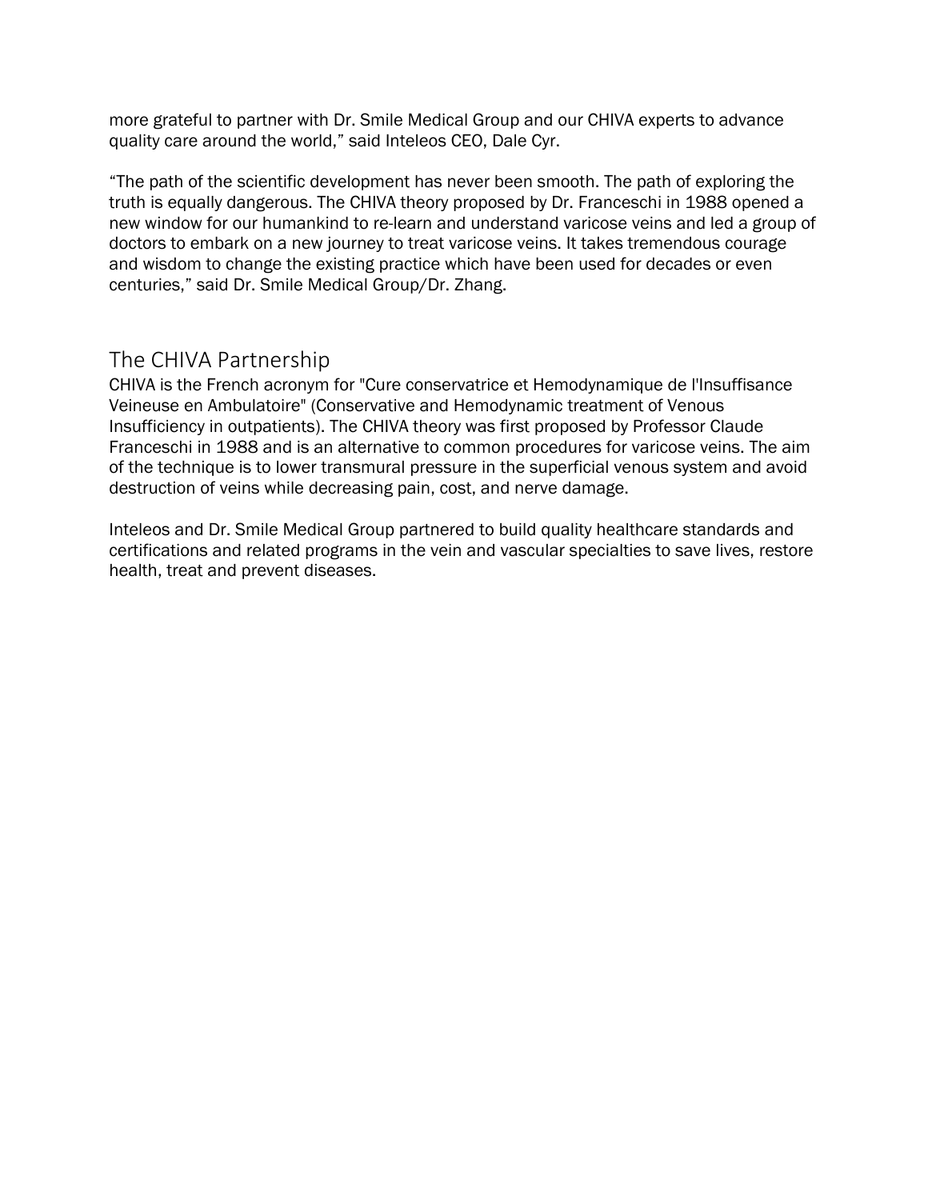more grateful to partner with Dr. Smile Medical Group and our CHIVA experts to advance quality care around the world," said Inteleos CEO, Dale Cyr.

"The path of the scientific development has never been smooth. The path of exploring the truth is equally dangerous. The CHIVA theory proposed by Dr. Franceschi in 1988 opened a new window for our humankind to re-learn and understand varicose veins and led a group of doctors to embark on a new journey to treat varicose veins. It takes tremendous courage and wisdom to change the existing practice which have been used for decades or even centuries," said Dr. Smile Medical Group/Dr. Zhang.

## The CHIVA Partnership

CHIVA is the French acronym for "Cure conservatrice et Hemodynamique de l'Insuffisance Veineuse en Ambulatoire" (Conservative and Hemodynamic treatment of Venous Insufficiency in outpatients). The CHIVA theory was first proposed by Professor Claude Franceschi in 1988 and is an alternative to common procedures for varicose veins. The aim of the technique is to lower transmural pressure in the superficial venous system and avoid destruction of veins while decreasing pain, cost, and nerve damage.

Inteleos and Dr. Smile Medical Group partnered to build quality healthcare standards and certifications and related programs in the vein and vascular specialties to save lives, restore health, treat and prevent diseases.